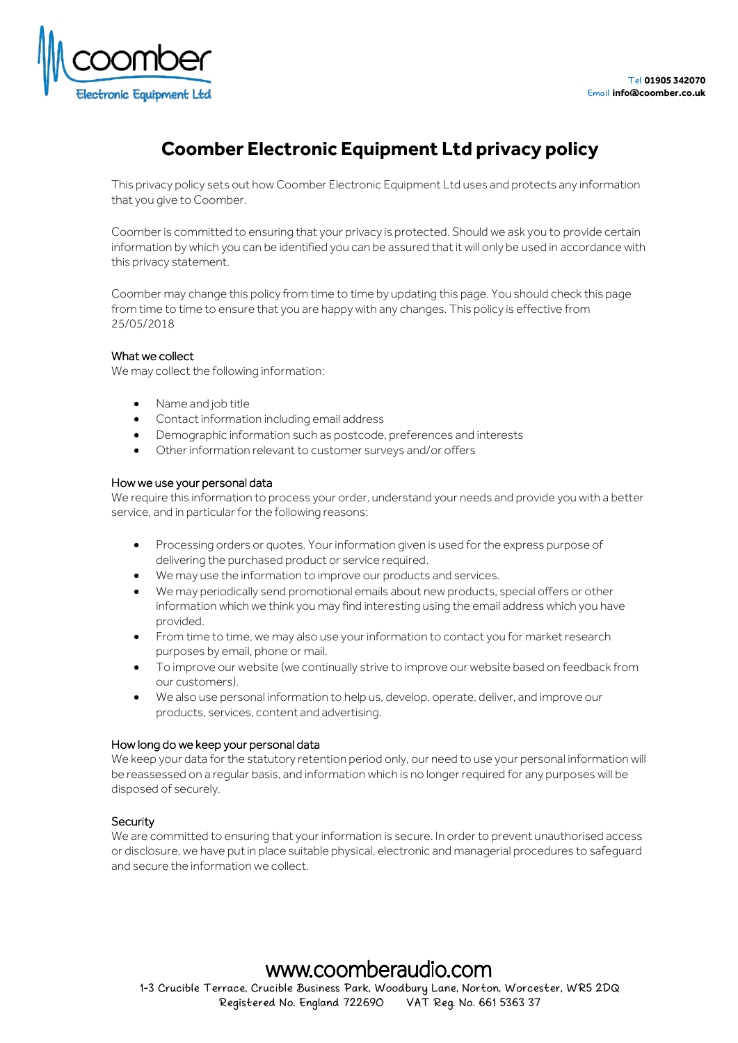Tel **01905 342070**
Email **info@coomber.co.uk**

# Coomber Electronic Equipment Ltd privacy policy

This privacy policy sets out how Coomber Electronic Equipment Ltd uses and protects any information that you give to Coomber.

Coomber is committed to ensuring that your privacy is protected. Should we ask you to provide certain information by which you can be identified you can be assured that it will only be used in accordance with this privacy statement.

Coomber may change this policy from time to time by updating this page. You should check this page from time to time to ensure that you are happy with any changes. This policy is effective from 25/05/2018

## What we collect

We may collect the following information:

- Name and job title
- Contact information including email address
- Demographic information such as postcode, preferences and interests
- Other information relevant to customer surveys and/or offers

## How we use your personal data

We require this information to process your order, understand your needs and provide you with a better service, and in particular for the following reasons:

- Processing orders or quotes. Your information given is used for the express purpose of delivering the purchased product or service required.
- We may use the information to improve our products and services.
- We may periodically send promotional emails about new products, special offers or other information which we think you may find interesting using the email address which you have provided.
- From time to time, we may also use your information to contact you for market research purposes by email, phone or mail.
- To improve our website (we continually strive to improve our website based on feedback from our customers).
- We also use personal information to help us, develop, operate, deliver, and improve our products, services, content and advertising.

## How long do we keep your personal data

We keep your data for the statutory retention period only, our need to use your personal information will be reassessed on a regular basis, and information which is no longer required for any purposes will be disposed of securely.

## Security

We are committed to ensuring that your information is secure. In order to prevent unauthorised access or disclosure, we have put in place suitable physical, electronic and managerial procedures to safeguard and secure the information we collect.

www.coomberaudio.com
1-3 Crucible Terrace, Crucible Business Park, Woodbury Lane, Norton, Worcester, WR5 2DQ
Registered No. England 722690 VAT Reg. No. 661 5363 37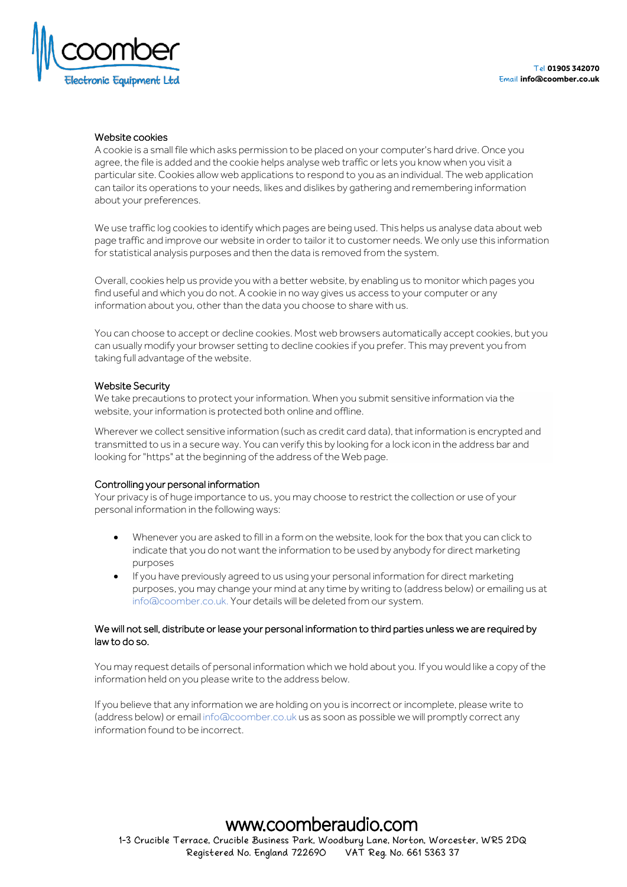## Website cookies

A cookie is a small file which asks permission to be placed on your computer's hard drive. Once you agree, the file is added and the cookie helps analyse web traffic or lets you know when you visit a particular site. Cookies allow web applications to respond to you as an individual. The web application can tailor its operations to your needs, likes and dislikes by gathering and remembering information about your preferences.

We use traffic log cookies to identify which pages are being used. This helps us analyse data about web page traffic and improve our website in order to tailor it to customer needs. We only use this information for statistical analysis purposes and then the data is removed from the system.

Overall, cookies help us provide you with a better website, by enabling us to monitor which pages you find useful and which you do not. A cookie in no way gives us access to your computer or any information about you, other than the data you choose to share with us.

You can choose to accept or decline cookies. Most web browsers automatically accept cookies, but you can usually modify your browser setting to decline cookies if you prefer. This may prevent you from taking full advantage of the website.

## Website Security

We take precautions to protect your information. When you submit sensitive information via the website, your information is protected both online and offline.

Wherever we collect sensitive information (such as credit card data), that information is encrypted and transmitted to us in a secure way. You can verify this by looking for a lock icon in the address bar and looking for "https" at the beginning of the address of the Web page.

## Controlling your personal information

Your privacy is of huge importance to us, you may choose to restrict the collection or use of your personal information in the following ways:

- Whenever you are asked to fill in a form on the website, look for the box that you can click to indicate that you do not want the information to be used by anybody for direct marketing purposes
- If you have previously agreed to us using your personal information for direct marketing purposes, you may change your mind at any time by writing to (address below) or emailing us at info@coomber.co.uk. Your details will be deleted from our system.

We will not sell, distribute or lease your personal information to third parties unless we are required by law to do so.

You may request details of personal information which we hold about you. If you would like a copy of the information held on you please write to the address below.

If you believe that any information we are holding on you is incorrect or incomplete, please write to (address below) or email info@coomber.co.uk us as soon as possible we will promptly correct any information found to be incorrect.

www.coomberaudio.com

1-3 Crucible Terrace, Crucible Business Park, Woodbury Lane, Norton, Worcester, WR5 2DQ
Registered No. England 722690 VAT Reg. No. 661 5363 37